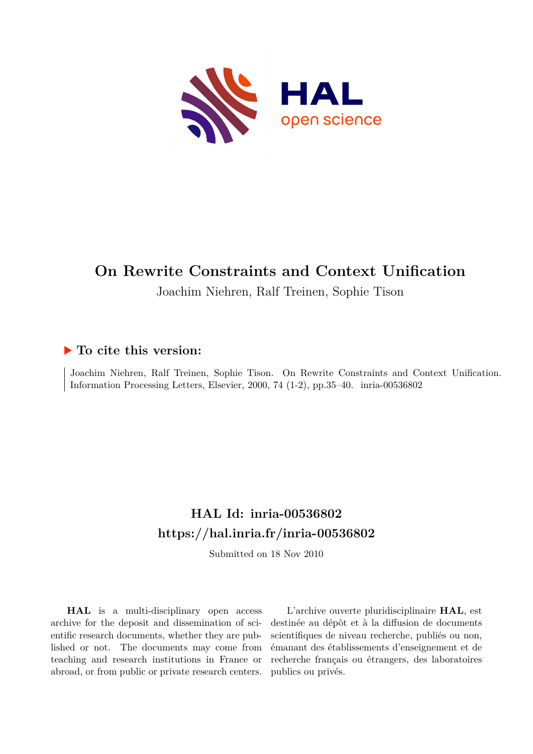# On Rewrite Constraints and Context Unification

Joachim Niehren, Ralf Treinen, Sophie Tison

## ▶ To cite this version:

Joachim Niehren, Ralf Treinen, Sophie Tison. On Rewrite Constraints and Context Unification. Information Processing Letters, Elsevier, 2000, 74 (1-2), pp.35–40. inria-00536802

## HAL Id: inria-00536802
## https://hal.inria.fr/inria-00536802

Submitted on 18 Nov 2010

**HAL** is a multi-disciplinary open access archive for the deposit and dissemination of scientific research documents, whether they are published or not. The documents may come from teaching and research institutions in France or abroad, or from public or private research centers.

L'archive ouverte pluridisciplinaire **HAL**, est destinée au dépôt et à la diffusion de documents scientifiques de niveau recherche, publiés ou non, émanant des établissements d'enseignement et de recherche français ou étrangers, des laboratoires publics ou privés.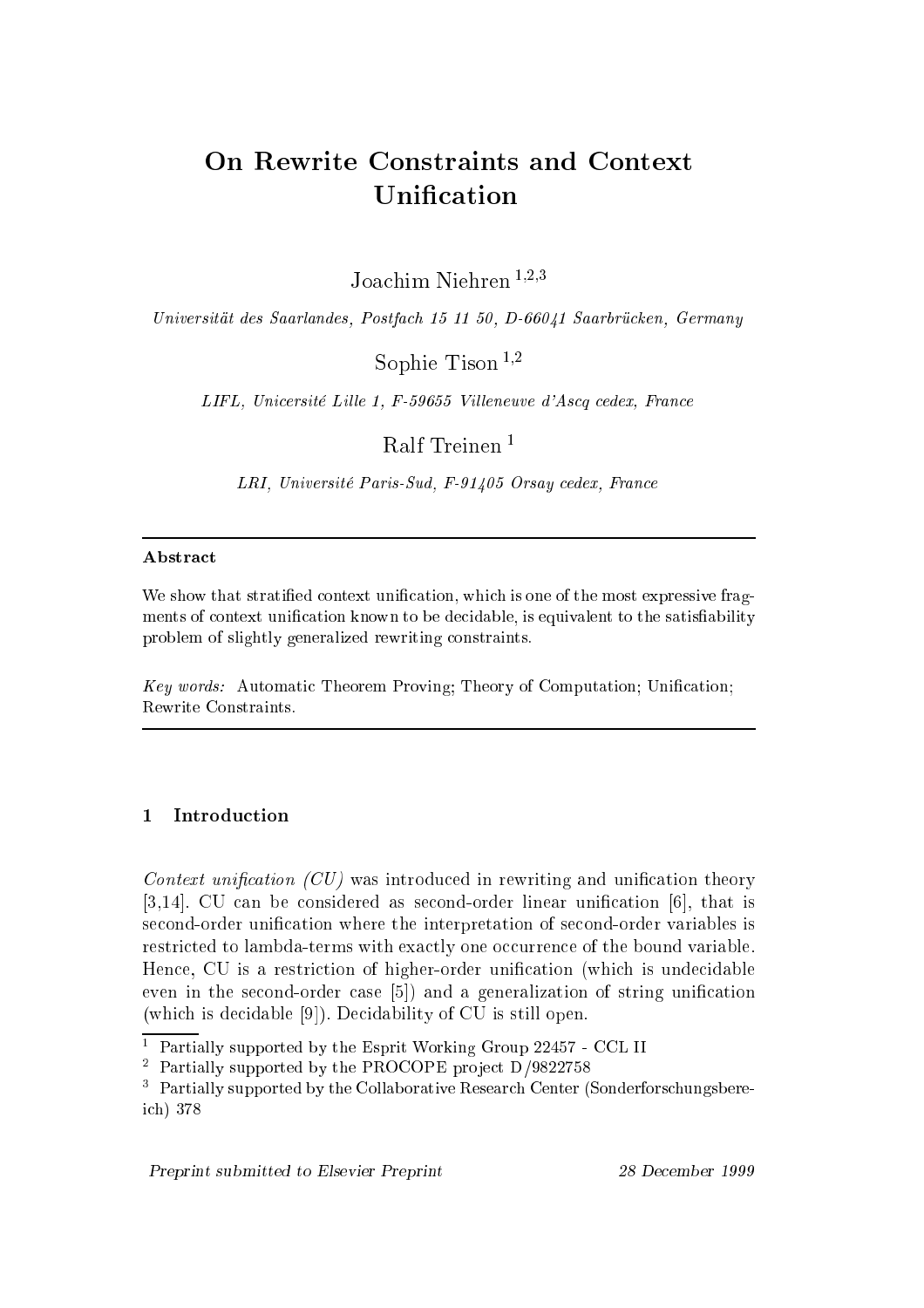# On Rewrite Constraints and Context Unification

Joachim Niehren [1,2,3]

*Universität des Saarlandes, Postfach 15 11 50, D-66041 Saarbrücken, Germany*

Sophie Tison [1,2]

*LIFL, Unicersité Lille 1, F-59655 Villeneuve d'Ascq cedex, France*

Ralf Treinen [1]

*LRI, Université Paris-Sud, F-91405 Orsay cedex, France*

---

**Abstract**

We show that stratified context unification, which is one of the most expressive fragments of context unification known to be decidable, is equivalent to the satisfiability problem of slightly generalized rewriting constraints.

*Key words:* Automatic Theorem Proving; Theory of Computation; Unification; Rewrite Constraints.

---

## 1 Introduction

*Context unification (CU)* was introduced in rewriting and unification theory [3,14]. CU can be considered as second-order linear unification [6], that is second-order unification where the interpretation of second-order variables is restricted to lambda-terms with exactly one occurrence of the bound variable. Hence, CU is a restriction of higher-order unification (which is undecidable even in the second-order case [5]) and a generalization of string unification (which is decidable [9]). Decidability of CU is still open.

[1] Partially supported by the Esprit Working Group 22457 - CCL II
[2] Partially supported by the PROCOPE project D/9822758
[3] Partially supported by the Collaborative Research Center (Sonderforschungsbereich) 378

*Preprint submitted to Elsevier Preprint* 28 December 1999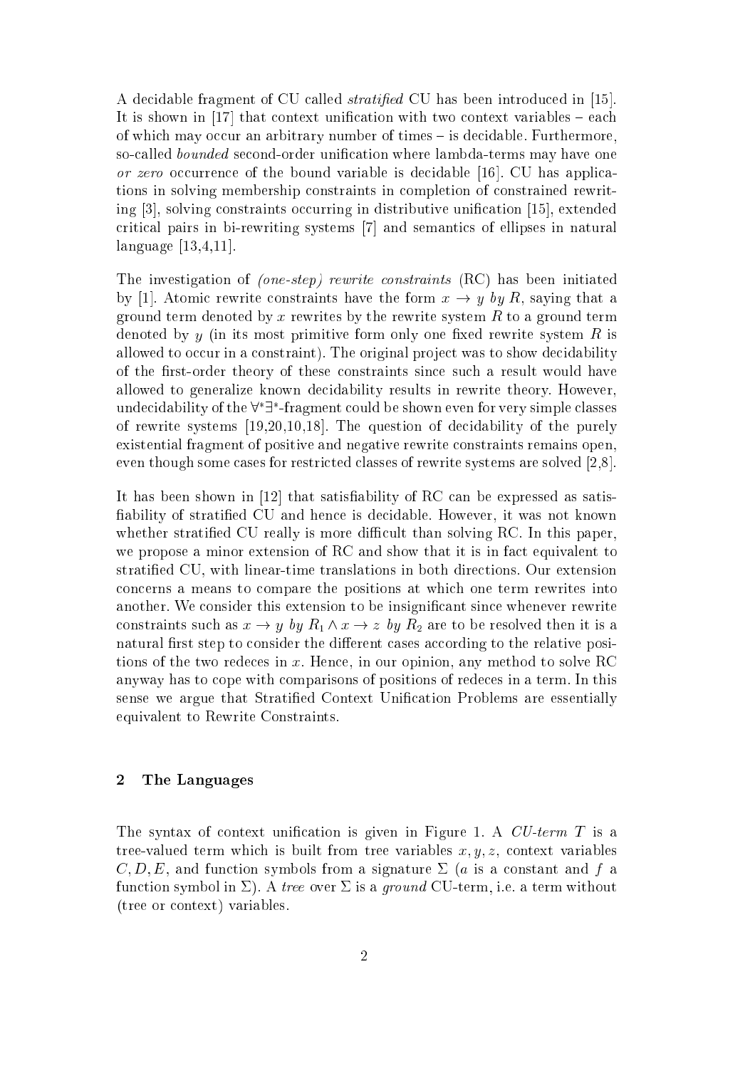A decidable fragment of CU called *stratified* CU has been introduced in [15]. It is shown in [17] that context unification with two context variables – each of which may occur an arbitrary number of times – is decidable. Furthermore, so-called *bounded* second-order unification where lambda-terms may have one *or zero* occurrence of the bound variable is decidable [16]. CU has applications in solving membership constraints in completion of constrained rewriting [3], solving constraints occurring in distributive unification [15], extended critical pairs in bi-rewriting systems [7] and semantics of ellipses in natural language [13,4,11].

The investigation of *(one-step) rewrite constraints* (RC) has been initiated by [1]. Atomic rewrite constraints have the form $x \to y$ *by* $R$, saying that a ground term denoted by $x$ rewrites by the rewrite system $R$ to a ground term denoted by $y$ (in its most primitive form only one fixed rewrite system $R$ is allowed to occur in a constraint). The original project was to show decidability of the first-order theory of these constraints since such a result would have allowed to generalize known decidability results in rewrite theory. However, undecidability of the $\forall^*\exists^*$-fragment could be shown even for very simple classes of rewrite systems [19,20,10,18]. The question of decidability of the purely existential fragment of positive and negative rewrite constraints remains open, even though some cases for restricted classes of rewrite systems are solved [2,8].

It has been shown in [12] that satisfiability of RC can be expressed as satisfiability of stratified CU and hence is decidable. However, it was not known whether stratified CU really is more difficult than solving RC. In this paper, we propose a minor extension of RC and show that it is in fact equivalent to stratified CU, with linear-time translations in both directions. Our extension concerns a means to compare the positions at which one term rewrites into another. We consider this extension to be insignificant since whenever rewrite constraints such as $x \to y$ *by* $R_1 \wedge x \to z$ *by* $R_2$ are to be resolved then it is a natural first step to consider the different cases according to the relative positions of the two redeces in $x$. Hence, in our opinion, any method to solve RC anyway has to cope with comparisons of positions of redeces in a term. In this sense we argue that Stratified Context Unification Problems are essentially equivalent to Rewrite Constraints.

## 2 The Languages

The syntax of context unification is given in Figure 1. A *CU-term* $T$ is a tree-valued term which is built from tree variables $x, y, z$, context variables $C, D, E$, and function symbols from a signature $\Sigma$ ($a$ is a constant and $f$ a function symbol in $\Sigma$). A *tree* over $\Sigma$ is a *ground* CU-term, i.e. a term without (tree or context) variables.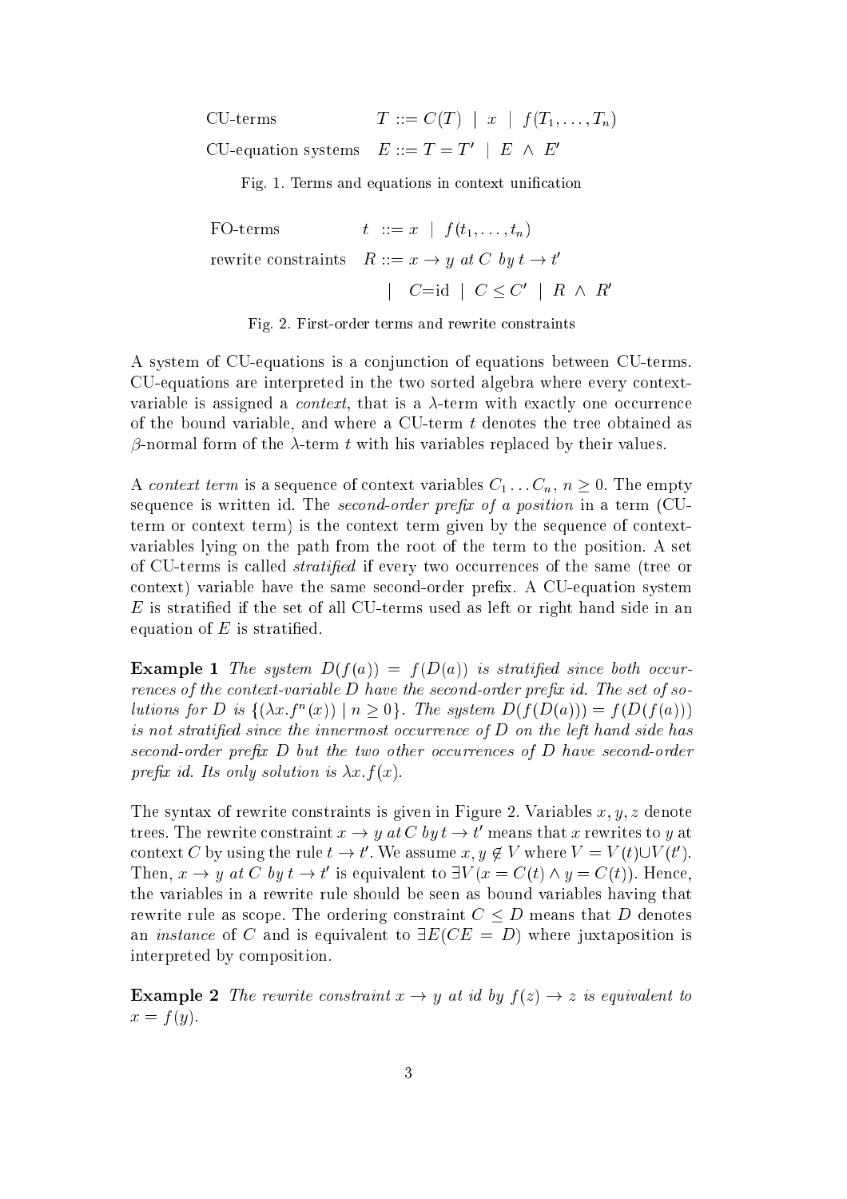$$
\begin{array}{ll}
\text{CU-terms} & T ::= C(T) \mid x \mid f(T_1, \ldots, T_n) \\
\text{CU-equation systems} & E ::= T = T' \mid E \wedge E'
\end{array}
$$

Fig. 1. Terms and equations in context unification

$$
\begin{array}{ll}
\text{FO-terms} & t ::= x \mid f(t_1, \ldots, t_n) \\
\text{rewrite constraints} & R ::= x \rightarrow y \textit{ at } C \textit{ by } t \rightarrow t' \\
& \quad\mid C = \text{id} \mid C \leq C' \mid R \wedge R'
\end{array}
$$

Fig. 2. First-order terms and rewrite constraints

A system of CU-equations is a conjunction of equations between CU-terms. CU-equations are interpreted in the two sorted algebra where every context-variable is assigned a *context*, that is a $\lambda$-term with exactly one occurrence of the bound variable, and where a CU-term $t$ denotes the tree obtained as $\beta$-normal form of the $\lambda$-term $t$ with his variables replaced by their values.

A *context term* is a sequence of context variables $C_1 \ldots C_n$, $n \geq 0$. The empty sequence is written id. The *second-order prefix of a position* in a term (CU-term or context term) is the context term given by the sequence of context-variables lying on the path from the root of the term to the position. A set of CU-terms is called *stratified* if every two occurrences of the same (tree or context) variable have the same second-order prefix. A CU-equation system $E$ is stratified if the set of all CU-terms used as left or right hand side in an equation of $E$ is stratified.

**Example 1** *The system $D(f(a)) = f(D(a))$ is stratified since both occurrences of the context-variable $D$ have the second-order prefix id. The set of solutions for $D$ is $\{(\lambda x.f^n(x)) \mid n \geq 0\}$. The system $D(f(D(a))) = f(D(f(a)))$ is not stratified since the innermost occurrence of $D$ on the left hand side has second-order prefix $D$ but the two other occurrences of $D$ have second-order prefix id. Its only solution is $\lambda x.f(x)$.*

The syntax of rewrite constraints is given in Figure 2. Variables $x, y, z$ denote trees. The rewrite constraint $x \rightarrow y$ *at* $C$ *by* $t \rightarrow t'$ means that $x$ rewrites to $y$ at context $C$ by using the rule $t \rightarrow t'$. We assume $x, y \notin V$ where $V = V(t) \cup V(t')$. Then, $x \rightarrow y$ *at* $C$ *by* $t \rightarrow t'$ is equivalent to $\exists V(x = C(t) \wedge y = C(t))$. Hence, the variables in a rewrite rule should be seen as bound variables having that rewrite rule as scope. The ordering constraint $C \leq D$ means that $D$ denotes an *instance* of $C$ and is equivalent to $\exists E(CE = D)$ where juxtaposition is interpreted by composition.

**Example 2** *The rewrite constraint $x \rightarrow y$ at id by $f(z) \rightarrow z$ is equivalent to $x = f(y)$.*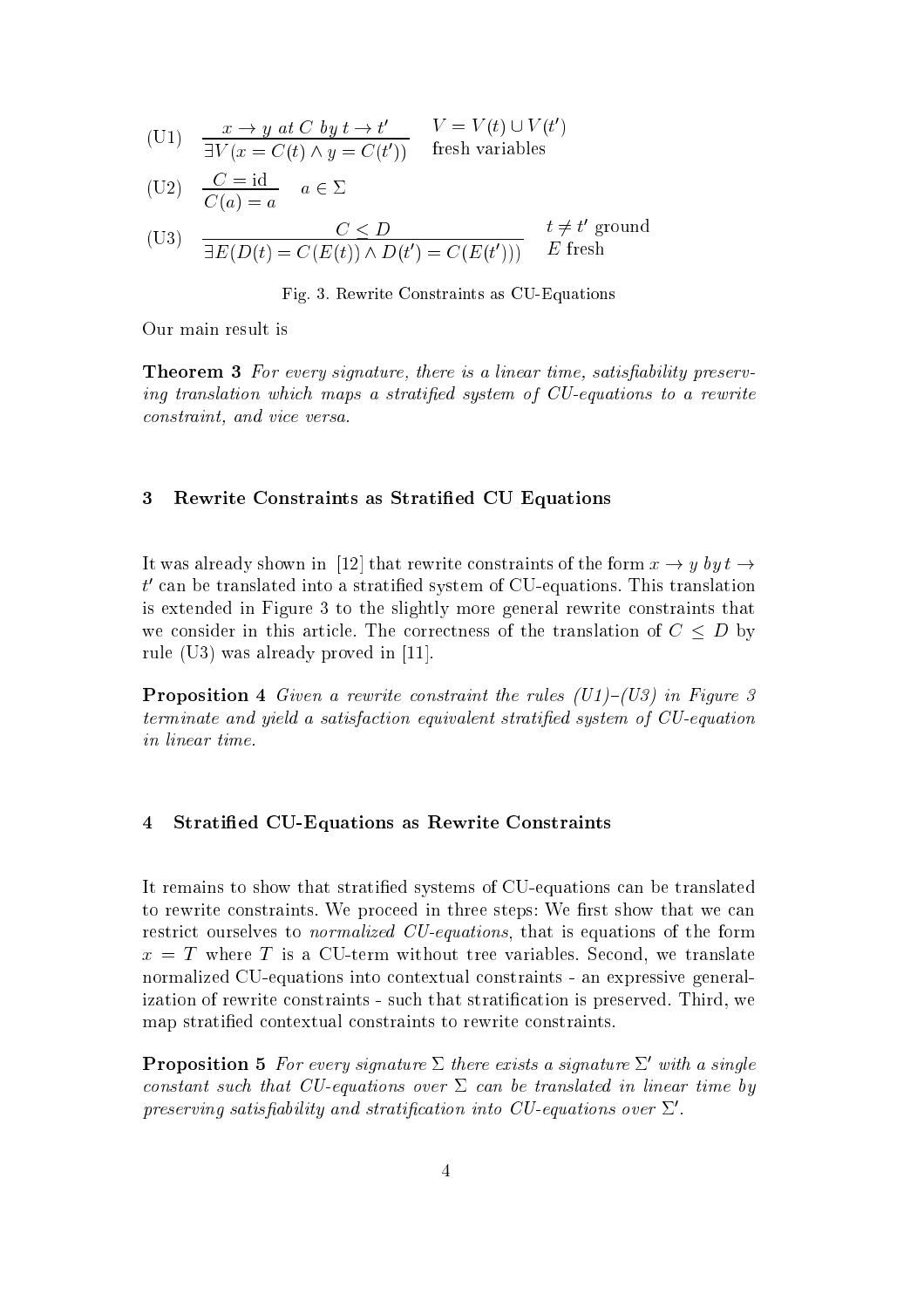$$\text{(U1)} \quad \frac{x \to y \ at \ C \ by \ t \to t'}{\exists V (x = C(t) \wedge y = C(t'))} \quad \begin{array}{l} V = V(t) \cup V(t') \\ \text{fresh variables} \end{array}$$

$$\text{(U2)} \quad \frac{C = \text{id}}{C(a) = a} \quad a \in \Sigma$$

$$\text{(U3)} \quad \frac{C \leq D}{\exists E (D(t) = C(E(t)) \wedge D(t') = C(E(t')))} \quad \begin{array}{l} t \neq t' \text{ ground} \\ E \text{ fresh} \end{array}$$

Fig. 3. Rewrite Constraints as CU-Equations

Our main result is

**Theorem 3** *For every signature, there is a linear time, satisfiability preserving translation which maps a stratified system of CU-equations to a rewrite constraint, and vice versa.*

## 3 Rewrite Constraints as Stratified CU Equations

It was already shown in [12] that rewrite constraints of the form $x \to y \ by \ t \to t'$ can be translated into a stratified system of CU-equations. This translation is extended in Figure 3 to the slightly more general rewrite constraints that we consider in this article. The correctness of the translation of $C \leq D$ by rule (U3) was already proved in [11].

**Proposition 4** *Given a rewrite constraint the rules (U1)–(U3) in Figure 3 terminate and yield a satisfaction equivalent stratified system of CU-equation in linear time.*

## 4 Stratified CU-Equations as Rewrite Constraints

It remains to show that stratified systems of CU-equations can be translated to rewrite constraints. We proceed in three steps: We first show that we can restrict ourselves to *normalized CU-equations*, that is equations of the form $x = T$ where $T$ is a CU-term without tree variables. Second, we translate normalized CU-equations into contextual constraints - an expressive generalization of rewrite constraints - such that stratification is preserved. Third, we map stratified contextual constraints to rewrite constraints.

**Proposition 5** *For every signature $\Sigma$ there exists a signature $\Sigma'$ with a single constant such that CU-equations over $\Sigma$ can be translated in linear time by preserving satisfiability and stratification into CU-equations over $\Sigma'$.*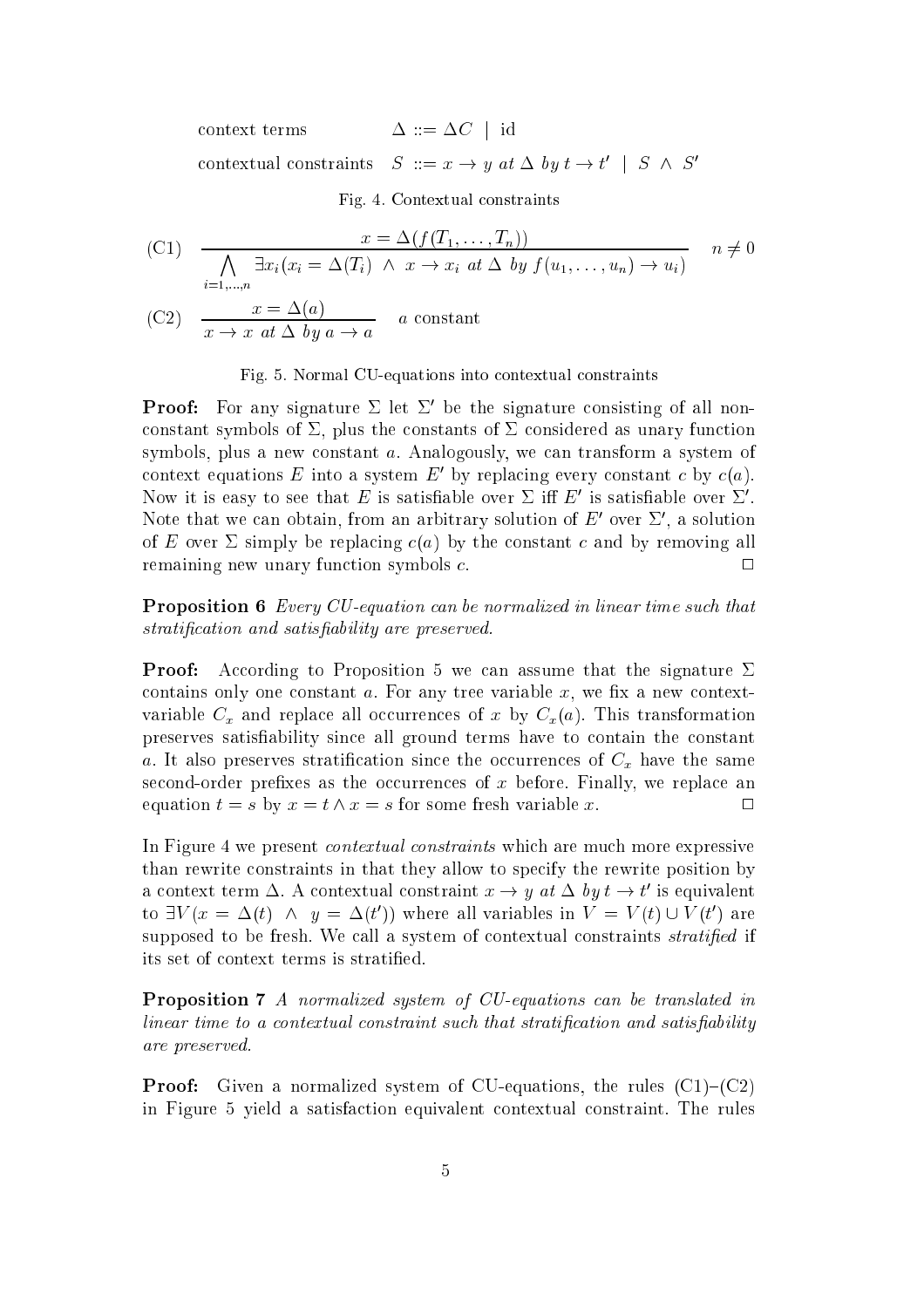context terms $\quad \Delta ::= \Delta C \mid \text{id}$

contextual constraints $\quad S ::= x \to y \text{ at } \Delta \text{ by } t \to t' \mid S \wedge S'$

Fig. 4. Contextual constraints

$$\text{(C1)} \quad \frac{x = \Delta(f(T_1, \ldots, T_n))}{\bigwedge_{i=1,\ldots,n} \exists x_i (x_i = \Delta(T_i) \wedge x \to x_i \text{ at } \Delta \text{ by } f(u_1, \ldots, u_n) \to u_i)} \quad n \neq 0$$

$$\text{(C2)} \quad \frac{x = \Delta(a)}{x \to x \text{ at } \Delta \text{ by } a \to a} \quad a \text{ constant}$$

Fig. 5. Normal CU-equations into contextual constraints

**Proof:** For any signature $\Sigma$ let $\Sigma'$ be the signature consisting of all non-constant symbols of $\Sigma$, plus the constants of $\Sigma$ considered as unary function symbols, plus a new constant $a$. Analogously, we can transform a system of context equations $E$ into a system $E'$ by replacing every constant $c$ by $c(a)$. Now it is easy to see that $E$ is satisfiable over $\Sigma$ iff $E'$ is satisfiable over $\Sigma'$. Note that we can obtain, from an arbitrary solution of $E'$ over $\Sigma'$, a solution of $E$ over $\Sigma$ simply be replacing $c(a)$ by the constant $c$ and by removing all remaining new unary function symbols $c$. $\square$

**Proposition 6** *Every CU-equation can be normalized in linear time such that stratification and satisfiability are preserved.*

**Proof:** According to Proposition 5 we can assume that the signature $\Sigma$ contains only one constant $a$. For any tree variable $x$, we fix a new context-variable $C_x$ and replace all occurrences of $x$ by $C_x(a)$. This transformation preserves satisfiability since all ground terms have to contain the constant $a$. It also preserves stratification since the occurrences of $C_x$ have the same second-order prefixes as the occurrences of $x$ before. Finally, we replace an equation $t = s$ by $x = t \wedge x = s$ for some fresh variable $x$. $\square$

In Figure 4 we present *contextual constraints* which are much more expressive than rewrite constraints in that they allow to specify the rewrite position by a context term $\Delta$. A contextual constraint $x \to y \text{ at } \Delta \text{ by } t \to t'$ is equivalent to $\exists V(x = \Delta(t) \wedge y = \Delta(t'))$ where all variables in $V = V(t) \cup V(t')$ are supposed to be fresh. We call a system of contextual constraints *stratified* if its set of context terms is stratified.

**Proposition 7** *A normalized system of CU-equations can be translated in linear time to a contextual constraint such that stratification and satisfiability are preserved.*

**Proof:** Given a normalized system of CU-equations, the rules (C1)–(C2) in Figure 5 yield a satisfaction equivalent contextual constraint. The rules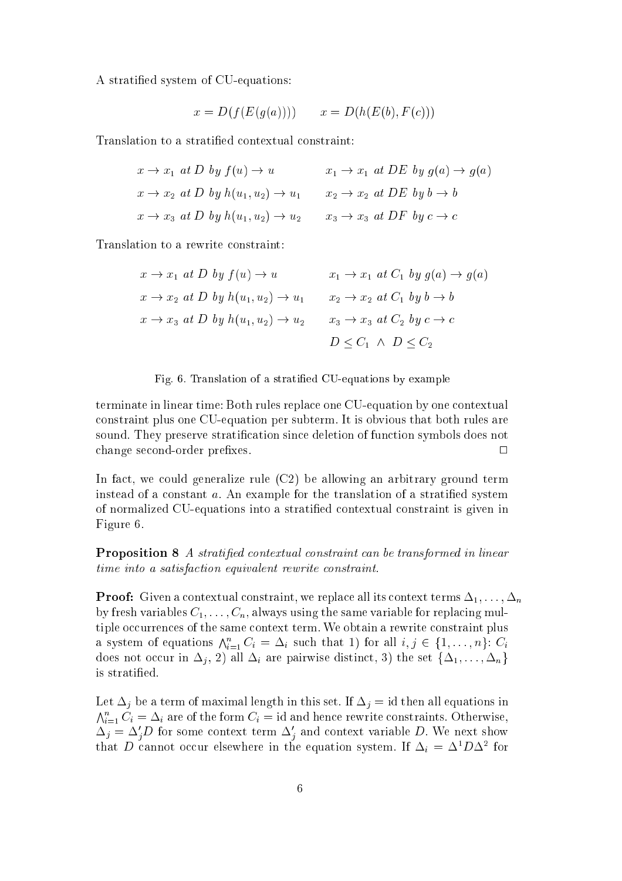A stratified system of CU-equations:

$$x = D(f(E(g(a)))) \qquad x = D(h(E(b), F(c)))$$

Translation to a stratified contextual constraint:

$$\begin{array}{ll}
x \to x_1 \ \mathit{at}\ D \ \mathit{by}\ f(u) \to u & x_1 \to x_1 \ \mathit{at}\ DE \ \mathit{by}\ g(a) \to g(a) \\
x \to x_2 \ \mathit{at}\ D \ \mathit{by}\ h(u_1, u_2) \to u_1 & x_2 \to x_2 \ \mathit{at}\ DE \ \mathit{by}\ b \to b \\
x \to x_3 \ \mathit{at}\ D \ \mathit{by}\ h(u_1, u_2) \to u_2 & x_3 \to x_3 \ \mathit{at}\ DF \ \mathit{by}\ c \to c
\end{array}$$

Translation to a rewrite constraint:

$$\begin{array}{ll}
x \to x_1 \ \mathit{at}\ D \ \mathit{by}\ f(u) \to u & x_1 \to x_1 \ \mathit{at}\ C_1 \ \mathit{by}\ g(a) \to g(a) \\
x \to x_2 \ \mathit{at}\ D \ \mathit{by}\ h(u_1, u_2) \to u_1 & x_2 \to x_2 \ \mathit{at}\ C_1 \ \mathit{by}\ b \to b \\
x \to x_3 \ \mathit{at}\ D \ \mathit{by}\ h(u_1, u_2) \to u_2 & x_3 \to x_3 \ \mathit{at}\ C_2 \ \mathit{by}\ c \to c \\
 & D \leq C_1 \ \wedge \ D \leq C_2
\end{array}$$

Fig. 6. Translation of a stratified CU-equations by example

terminate in linear time: Both rules replace one CU-equation by one contextual constraint plus one CU-equation per subterm. It is obvious that both rules are sound. They preserve stratification since deletion of function symbols does not change second-order prefixes. □

In fact, we could generalize rule (C2) be allowing an arbitrary ground term instead of a constant $a$. An example for the translation of a stratified system of normalized CU-equations into a stratified contextual constraint is given in Figure 6.

**Proposition 8** *A stratified contextual constraint can be transformed in linear time into a satisfaction equivalent rewrite constraint.*

**Proof:** Given a contextual constraint, we replace all its context terms $\Delta_1, \ldots, \Delta_n$ by fresh variables $C_1, \ldots, C_n$, always using the same variable for replacing multiple occurrences of the same context term. We obtain a rewrite constraint plus a system of equations $\bigwedge_{i=1}^{n} C_i = \Delta_i$ such that 1) for all $i, j \in \{1, \ldots, n\}$: $C_i$ does not occur in $\Delta_j$, 2) all $\Delta_i$ are pairwise distinct, 3) the set $\{\Delta_1, \ldots, \Delta_n\}$ is stratified.

Let $\Delta_j$ be a term of maximal length in this set. If $\Delta_j = \mathrm{id}$ then all equations in $\bigwedge_{i=1}^{n} C_i = \Delta_i$ are of the form $C_i = \mathrm{id}$ and hence rewrite constraints. Otherwise, $\Delta_j = \Delta_j' D$ for some context term $\Delta_j'$ and context variable $D$. We next show that $D$ cannot occur elsewhere in the equation system. If $\Delta_i = \Delta^1 D \Delta^2$ for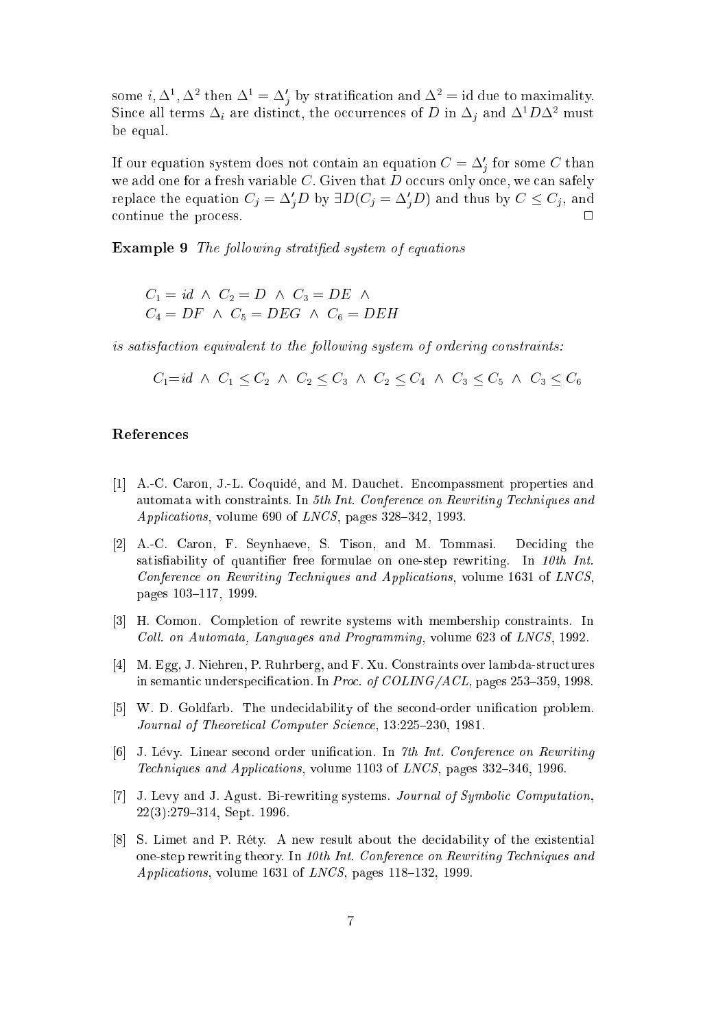some $i, \Delta^1, \Delta^2$ then $\Delta^1 = \Delta'_j$ by stratification and $\Delta^2 = \text{id}$ due to maximality. Since all terms $\Delta_i$ are distinct, the occurrences of $D$ in $\Delta_j$ and $\Delta^1 D \Delta^2$ must be equal.

If our equation system does not contain an equation $C = \Delta'_j$ for some $C$ than we add one for a fresh variable $C$. Given that $D$ occurs only once, we can safely replace the equation $C_j = \Delta'_j D$ by $\exists D (C_j = \Delta'_j D)$ and thus by $C \leq C_j$, and continue the process. □

**Example 9** *The following stratified system of equations*

$$C_1 = id \ \wedge \ C_2 = D \ \wedge \ C_3 = DE \ \wedge$$
$$C_4 = DF \ \wedge \ C_5 = DEG \ \wedge \ C_6 = DEH$$

*is satisfaction equivalent to the following system of ordering constraints:*

$$C_1 = id \ \wedge \ C_1 \leq C_2 \ \wedge \ C_2 \leq C_3 \ \wedge \ C_2 \leq C_4 \ \wedge \ C_3 \leq C_5 \ \wedge \ C_3 \leq C_6$$

## References

[1] A.-C. Caron, J.-L. Coquidé, and M. Dauchet. Encompassment properties and automata with constraints. In *5th Int. Conference on Rewriting Techniques and Applications*, volume 690 of *LNCS*, pages 328–342, 1993.

[2] A.-C. Caron, F. Seynhaeve, S. Tison, and M. Tommasi. Deciding the satisfiability of quantifier free formulae on one-step rewriting. In *10th Int. Conference on Rewriting Techniques and Applications*, volume 1631 of *LNCS*, pages 103–117, 1999.

[3] H. Comon. Completion of rewrite systems with membership constraints. In *Coll. on Automata, Languages and Programming*, volume 623 of *LNCS*, 1992.

[4] M. Egg, J. Niehren, P. Ruhrberg, and F. Xu. Constraints over lambda-structures in semantic underspecification. In *Proc. of COLING/ACL*, pages 253–359, 1998.

[5] W. D. Goldfarb. The undecidability of the second-order unification problem. *Journal of Theoretical Computer Science*, 13:225–230, 1981.

[6] J. Lévy. Linear second order unification. In *7th Int. Conference on Rewriting Techniques and Applications*, volume 1103 of *LNCS*, pages 332–346, 1996.

[7] J. Levy and J. Agust. Bi-rewriting systems. *Journal of Symbolic Computation*, 22(3):279–314, Sept. 1996.

[8] S. Limet and P. Réty. A new result about the decidability of the existential one-step rewriting theory. In *10th Int. Conference on Rewriting Techniques and Applications*, volume 1631 of *LNCS*, pages 118–132, 1999.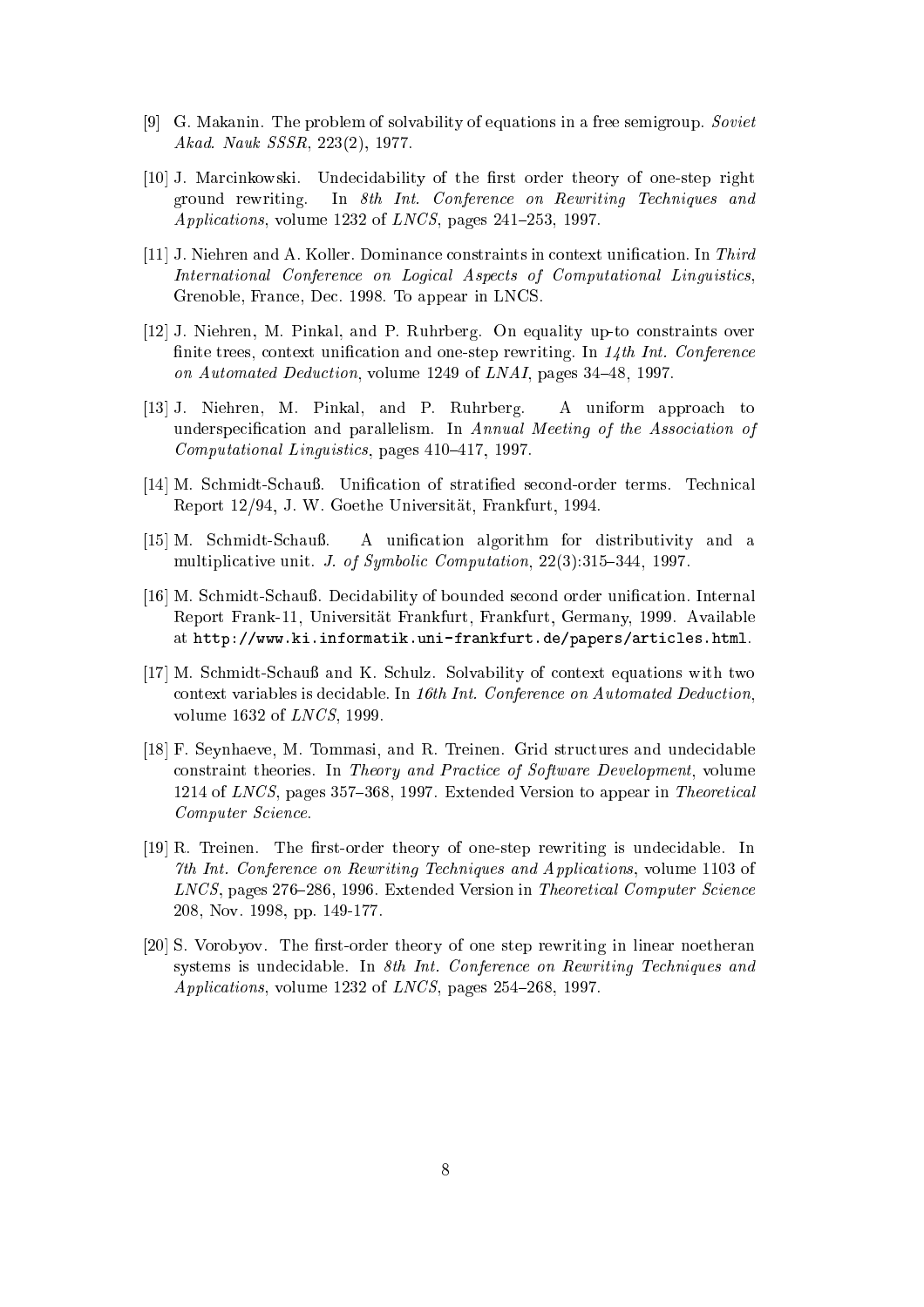[9] G. Makanin. The problem of solvability of equations in a free semigroup. *Soviet Akad. Nauk SSSR*, 223(2), 1977.

[10] J. Marcinkowski. Undecidability of the first order theory of one-step right ground rewriting. In *8th Int. Conference on Rewriting Techniques and Applications*, volume 1232 of *LNCS*, pages 241–253, 1997.

[11] J. Niehren and A. Koller. Dominance constraints in context unification. In *Third International Conference on Logical Aspects of Computational Linguistics*, Grenoble, France, Dec. 1998. To appear in LNCS.

[12] J. Niehren, M. Pinkal, and P. Ruhrberg. On equality up-to constraints over finite trees, context unification and one-step rewriting. In *14th Int. Conference on Automated Deduction*, volume 1249 of *LNAI*, pages 34–48, 1997.

[13] J. Niehren, M. Pinkal, and P. Ruhrberg. A uniform approach to underspecification and parallelism. In *Annual Meeting of the Association of Computational Linguistics*, pages 410–417, 1997.

[14] M. Schmidt-Schauß. Unification of stratified second-order terms. Technical Report 12/94, J. W. Goethe Universität, Frankfurt, 1994.

[15] M. Schmidt-Schauß. A unification algorithm for distributivity and a multiplicative unit. *J. of Symbolic Computation*, 22(3):315–344, 1997.

[16] M. Schmidt-Schauß. Decidability of bounded second order unification. Internal Report Frank-11, Universität Frankfurt, Frankfurt, Germany, 1999. Available at `http://www.ki.informatik.uni-frankfurt.de/papers/articles.html`.

[17] M. Schmidt-Schauß and K. Schulz. Solvability of context equations with two context variables is decidable. In *16th Int. Conference on Automated Deduction*, volume 1632 of *LNCS*, 1999.

[18] F. Seynhaeve, M. Tommasi, and R. Treinen. Grid structures and undecidable constraint theories. In *Theory and Practice of Software Development*, volume 1214 of *LNCS*, pages 357–368, 1997. Extended Version to appear in *Theoretical Computer Science*.

[19] R. Treinen. The first-order theory of one-step rewriting is undecidable. In *7th Int. Conference on Rewriting Techniques and Applications*, volume 1103 of *LNCS*, pages 276–286, 1996. Extended Version in *Theoretical Computer Science* 208, Nov. 1998, pp. 149-177.

[20] S. Vorobyov. The first-order theory of one step rewriting in linear noetheran systems is undecidable. In *8th Int. Conference on Rewriting Techniques and Applications*, volume 1232 of *LNCS*, pages 254–268, 1997.